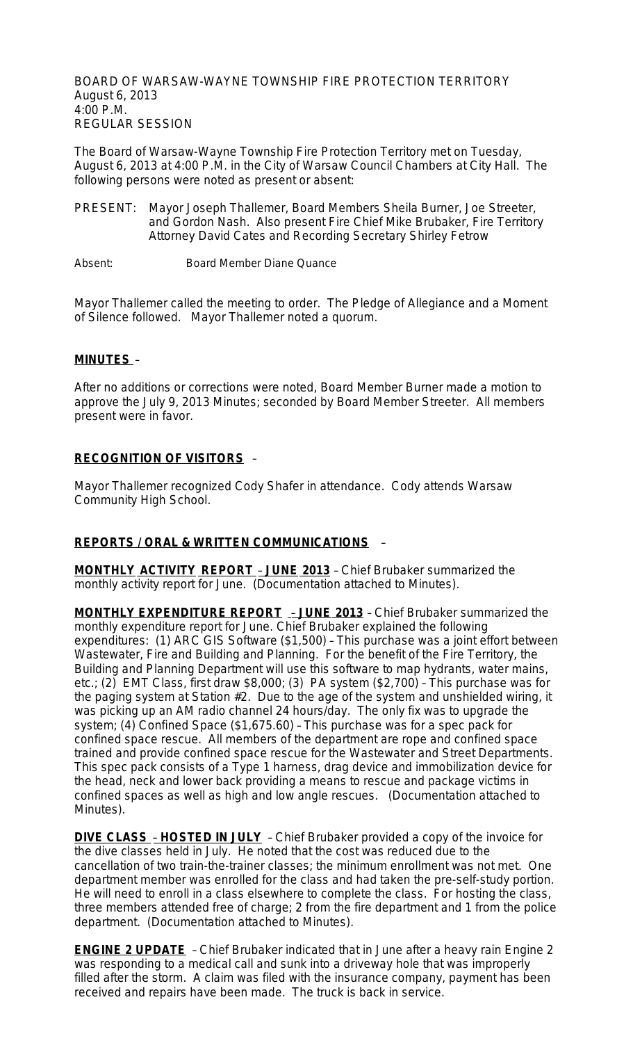BOARD OF WARSAW-WAYNE TOWNSHIP FIRE PROTECTION TERRITORY
August 6, 2013
4:00 P.M.
REGULAR SESSION

The Board of Warsaw-Wayne Township Fire Protection Territory met on Tuesday, August 6, 2013 at 4:00 P.M. in the City of Warsaw Council Chambers at City Hall. The following persons were noted as present or absent:

PRESENT: Mayor Joseph Thallemer, Board Members Sheila Burner, Joe Streeter, and Gordon Nash. Also present Fire Chief Mike Brubaker, Fire Territory Attorney David Cates and Recording Secretary Shirley Fetrow

Absent: Board Member Diane Quance

Mayor Thallemer called the meeting to order. The Pledge of Allegiance and a Moment of Silence followed. Mayor Thallemer noted a quorum.

**MINUTES** –

After no additions or corrections were noted, Board Member Burner made a motion to approve the July 9, 2013 Minutes; seconded by Board Member Streeter. All members present were in favor.

**RECOGNITION OF VISITORS** –

Mayor Thallemer recognized Cody Shafer in attendance. Cody attends Warsaw Community High School.

**REPORTS / ORAL & WRITTEN COMMUNICATIONS** –

**MONTHLY ACTIVITY REPORT – JUNE 2013** – Chief Brubaker summarized the monthly activity report for June. (Documentation attached to Minutes).

**MONTHLY EXPENDITURE REPORT – JUNE 2013** – Chief Brubaker summarized the monthly expenditure report for June. Chief Brubaker explained the following expenditures: (1) ARC GIS Software ($1,500) – This purchase was a joint effort between Wastewater, Fire and Building and Planning. For the benefit of the Fire Territory, the Building and Planning Department will use this software to map hydrants, water mains, etc.; (2) EMT Class, first draw $8,000; (3) PA system ($2,700) – This purchase was for the paging system at Station #2. Due to the age of the system and unshielded wiring, it was picking up an AM radio channel 24 hours/day. The only fix was to upgrade the system; (4) Confined Space ($1,675.60) – This purchase was for a spec pack for confined space rescue. All members of the department are rope and confined space trained and provide confined space rescue for the Wastewater and Street Departments. This spec pack consists of a Type 1 harness, drag device and immobilization device for the head, neck and lower back providing a means to rescue and package victims in confined spaces as well as high and low angle rescues. (Documentation attached to Minutes).

**DIVE CLASS – HOSTED IN JULY** – Chief Brubaker provided a copy of the invoice for the dive classes held in July. He noted that the cost was reduced due to the cancellation of two train-the-trainer classes; the minimum enrollment was not met. One department member was enrolled for the class and had taken the pre-self-study portion. He will need to enroll in a class elsewhere to complete the class. For hosting the class, three members attended free of charge; 2 from the fire department and 1 from the police department. (Documentation attached to Minutes).

**ENGINE 2 UPDATE** – Chief Brubaker indicated that in June after a heavy rain Engine 2 was responding to a medical call and sunk into a driveway hole that was improperly filled after the storm. A claim was filed with the insurance company, payment has been received and repairs have been made. The truck is back in service.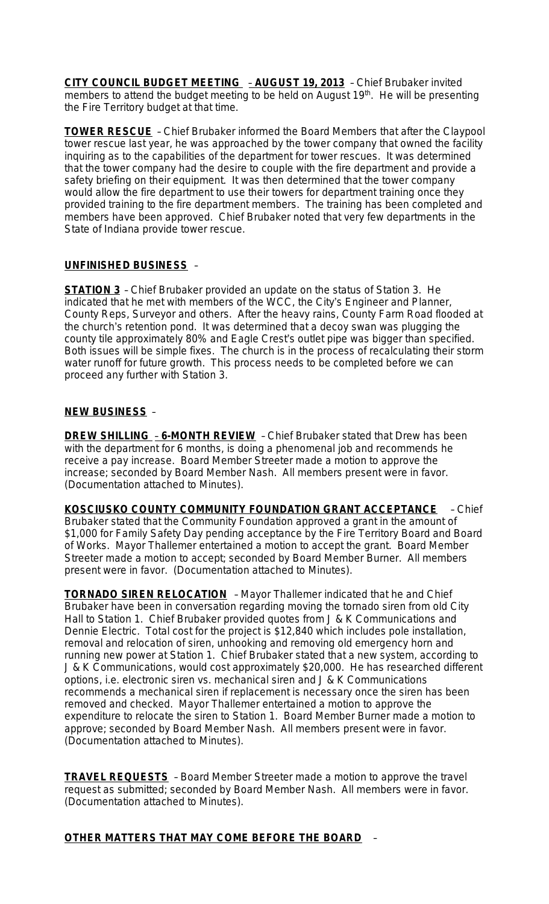**CITY COUNCIL BUDGET MEETING – AUGUST 19, 2013** – Chief Brubaker invited members to attend the budget meeting to be held on August 19th. He will be presenting the Fire Territory budget at that time.

**TOWER RESCUE** – Chief Brubaker informed the Board Members that after the Claypool tower rescue last year, he was approached by the tower company that owned the facility inquiring as to the capabilities of the department for tower rescues. It was determined that the tower company had the desire to couple with the fire department and provide a safety briefing on their equipment. It was then determined that the tower company would allow the fire department to use their towers for department training once they provided training to the fire department members. The training has been completed and members have been approved. Chief Brubaker noted that very few departments in the State of Indiana provide tower rescue.

**UNFINISHED BUSINESS** –

**STATION 3** – Chief Brubaker provided an update on the status of Station 3. He indicated that he met with members of the WCC, the City's Engineer and Planner, County Reps, Surveyor and others. After the heavy rains, County Farm Road flooded at the church's retention pond. It was determined that a decoy swan was plugging the county tile approximately 80% and Eagle Crest's outlet pipe was bigger than specified. Both issues will be simple fixes. The church is in the process of recalculating their storm water runoff for future growth. This process needs to be completed before we can proceed any further with Station 3.

**NEW BUSINESS** –

**DREW SHILLING – 6-MONTH REVIEW** – Chief Brubaker stated that Drew has been with the department for 6 months, is doing a phenomenal job and recommends he receive a pay increase. Board Member Streeter made a motion to approve the increase; seconded by Board Member Nash. All members present were in favor. (Documentation attached to Minutes).

**KOSCIUSKO COUNTY COMMUNITY FOUNDATION GRANT ACCEPTANCE** – Chief Brubaker stated that the Community Foundation approved a grant in the amount of $1,000 for Family Safety Day pending acceptance by the Fire Territory Board and Board of Works. Mayor Thallemer entertained a motion to accept the grant. Board Member Streeter made a motion to accept; seconded by Board Member Burner. All members present were in favor. (Documentation attached to Minutes).

**TORNADO SIREN RELOCATION** – Mayor Thallemer indicated that he and Chief Brubaker have been in conversation regarding moving the tornado siren from old City Hall to Station 1. Chief Brubaker provided quotes from J & K Communications and Dennie Electric. Total cost for the project is $12,840 which includes pole installation, removal and relocation of siren, unhooking and removing old emergency horn and running new power at Station 1. Chief Brubaker stated that a new system, according to J & K Communications, would cost approximately $20,000. He has researched different options, i.e. electronic siren vs. mechanical siren and J & K Communications recommends a mechanical siren if replacement is necessary once the siren has been removed and checked. Mayor Thallemer entertained a motion to approve the expenditure to relocate the siren to Station 1. Board Member Burner made a motion to approve; seconded by Board Member Nash. All members present were in favor. (Documentation attached to Minutes).

**TRAVEL REQUESTS** – Board Member Streeter made a motion to approve the travel request as submitted; seconded by Board Member Nash. All members were in favor. (Documentation attached to Minutes).

**OTHER MATTERS THAT MAY COME BEFORE THE BOARD** –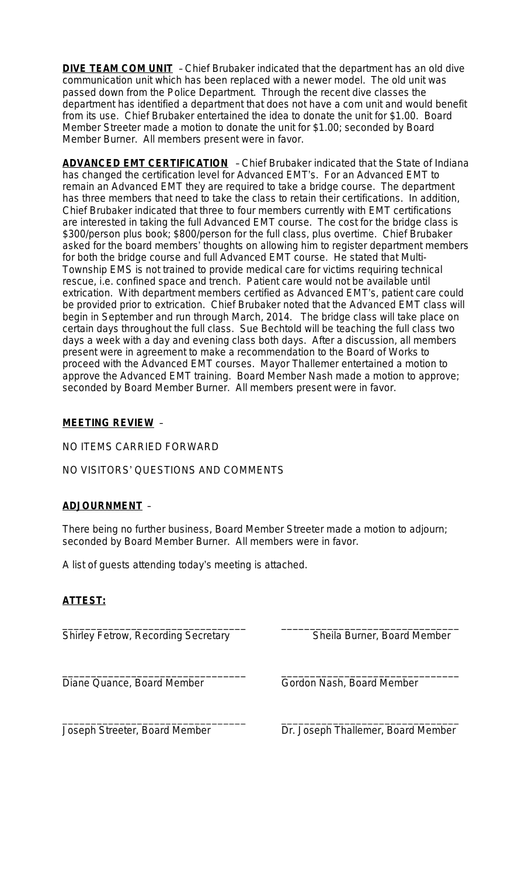**DIVE TEAM COM UNIT** – Chief Brubaker indicated that the department has an old dive communication unit which has been replaced with a newer model. The old unit was passed down from the Police Department. Through the recent dive classes the department has identified a department that does not have a com unit and would benefit from its use. Chief Brubaker entertained the idea to donate the unit for $1.00. Board Member Streeter made a motion to donate the unit for $1.00; seconded by Board Member Burner. All members present were in favor.

**ADVANCED EMT CERTIFICATION** – Chief Brubaker indicated that the State of Indiana has changed the certification level for Advanced EMT's. For an Advanced EMT to remain an Advanced EMT they are required to take a bridge course. The department has three members that need to take the class to retain their certifications. In addition, Chief Brubaker indicated that three to four members currently with EMT certifications are interested in taking the full Advanced EMT course. The cost for the bridge class is $300/person plus book; $800/person for the full class, plus overtime. Chief Brubaker asked for the board members' thoughts on allowing him to register department members for both the bridge course and full Advanced EMT course. He stated that Multi-Township EMS is not trained to provide medical care for victims requiring technical rescue, i.e. confined space and trench. Patient care would not be available until extrication. With department members certified as Advanced EMT's, patient care could be provided prior to extrication. Chief Brubaker noted that the Advanced EMT class will begin in September and run through March, 2014. The bridge class will take place on certain days throughout the full class. Sue Bechtold will be teaching the full class two days a week with a day and evening class both days. After a discussion, all members present were in agreement to make a recommendation to the Board of Works to proceed with the Advanced EMT courses. Mayor Thallemer entertained a motion to approve the Advanced EMT training. Board Member Nash made a motion to approve; seconded by Board Member Burner. All members present were in favor.

**MEETING REVIEW** –

NO ITEMS CARRIED FORWARD

NO VISITORS' QUESTIONS AND COMMENTS

**ADJOURNMENT** –

There being no further business, Board Member Streeter made a motion to adjourn; seconded by Board Member Burner. All members were in favor.

A list of guests attending today's meeting is attached.

**ATTEST:**

| | |
|---|---|
| ________________________________ Shirley Fetrow, Recording Secretary | ________________________________ Sheila Burner, Board Member |
| ________________________________ Diane Quance, Board Member | ________________________________ Gordon Nash, Board Member |
| ________________________________ Joseph Streeter, Board Member | ________________________________ Dr. Joseph Thallemer, Board Member |